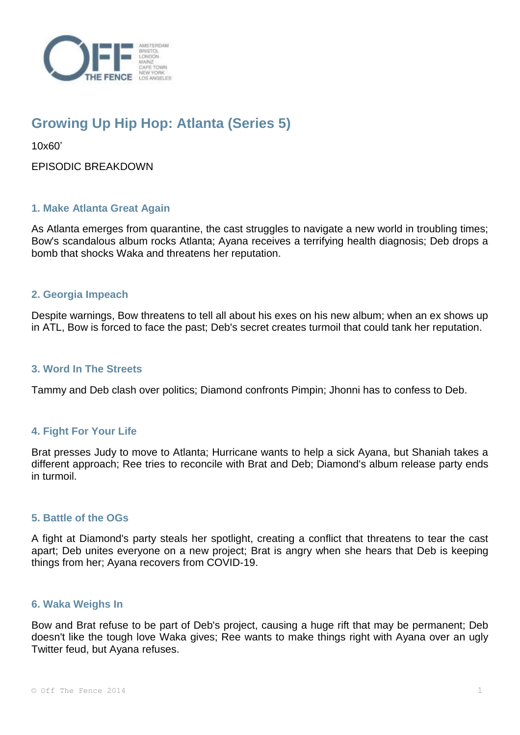# Growing Up Hip Hop: Atlanta (Series 5)

10x60'

EPISODIC BREAKDOWN

### 1. Make Atlanta Great Again

As Atlanta emerges from quarantine, the cast struggles to navigate a new world in troubling times; Bow's scandalous album rocks Atlanta; Ayana receives a terrifying health diagnosis; Deb drops a bomb that shocks Waka and threatens her reputation.

### 2. Georgia Impeach

Despite warnings, Bow threatens to tell all about his exes on his new album; when an ex shows up in ATL, Bow is forced to face the past; Deb's secret creates turmoil that could tank her reputation.

### 3. Word In The Streets

Tammy and Deb clash over politics; Diamond confronts Pimpin; Jhonni has to confess to Deb.

### 4. Fight For Your Life

Brat presses Judy to move to Atlanta; Hurricane wants to help a sick Ayana, but Shaniah takes a different approach; Ree tries to reconcile with Brat and Deb; Diamond's album release party ends in turmoil.

### 5. Battle of the OGs

A fight at Diamond's party steals her spotlight, creating a conflict that threatens to tear the cast apart; Deb unites everyone on a new project; Brat is angry when she hears that Deb is keeping things from her; Ayana recovers from COVID-19.

### 6. Waka Weighs In

Bow and Brat refuse to be part of Deb's project, causing a huge rift that may be permanent; Deb doesn't like the tough love Waka gives; Ree wants to make things right with Ayana over an ugly Twitter feud, but Ayana refuses.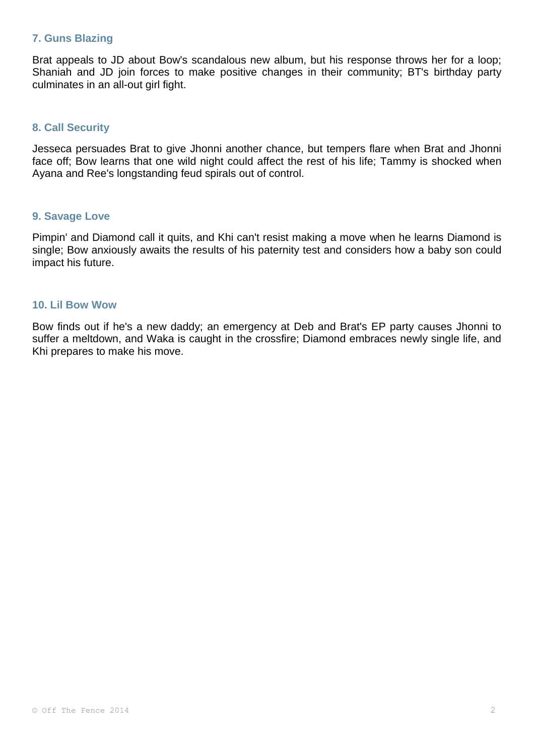### 7. Guns Blazing

Brat appeals to JD about Bow's scandalous new album, but his response throws her for a loop; Shaniah and JD join forces to make positive changes in their community; BT's birthday party culminates in an all-out girl fight.

### 8. Call Security

Jesseca persuades Brat to give Jhonni another chance, but tempers flare when Brat and Jhonni face off; Bow learns that one wild night could affect the rest of his life; Tammy is shocked when Ayana and Ree's longstanding feud spirals out of control.

### 9. Savage Love

Pimpin' and Diamond call it quits, and Khi can't resist making a move when he learns Diamond is single; Bow anxiously awaits the results of his paternity test and considers how a baby son could impact his future.

### 10. Lil Bow Wow

Bow finds out if he's a new daddy; an emergency at Deb and Brat's EP party causes Jhonni to suffer a meltdown, and Waka is caught in the crossfire; Diamond embraces newly single life, and Khi prepares to make his move.

© Off The Fence 2014